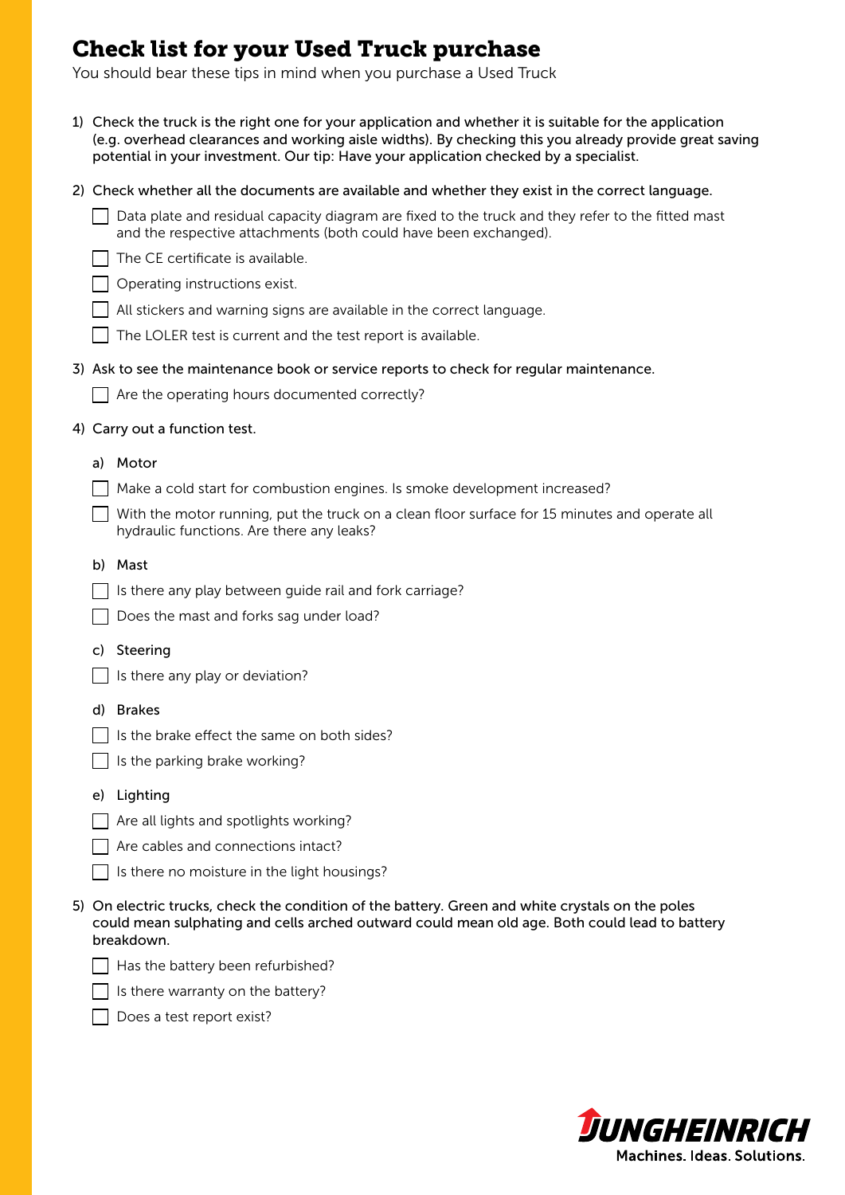# Check list for your Used Truck purchase

You should bear these tips in mind when you purchase a Used Truck

1) Check the truck is the right one for your application and whether it is suitable for the application (e.g. overhead clearances and working aisle widths). By checking this you already provide great saving potential in your investment. Our tip: Have your application checked by a specialist.

2) Check whether all the documents are available and whether they exist in the correct language.

   - [ ] Data plate and residual capacity diagram are fixed to the truck and they refer to the fitted mast and the respective attachments (both could have been exchanged).
   - [ ] The CE certificate is available.
   - [ ] Operating instructions exist.
   - [ ] All stickers and warning signs are available in the correct language.
   - [ ] The LOLER test is current and the test report is available.

3) Ask to see the maintenance book or service reports to check for regular maintenance.

   - [ ] Are the operating hours documented correctly?

4) Carry out a function test.

   a) Motor

   - [ ] Make a cold start for combustion engines. Is smoke development increased?
   - [ ] With the motor running, put the truck on a clean floor surface for 15 minutes and operate all hydraulic functions. Are there any leaks?

   b) Mast

   - [ ] Is there any play between guide rail and fork carriage?
   - [ ] Does the mast and forks sag under load?

   c) Steering

   - [ ] Is there any play or deviation?

   d) Brakes

   - [ ] Is the brake effect the same on both sides?
   - [ ] Is the parking brake working?

   e) Lighting

   - [ ] Are all lights and spotlights working?
   - [ ] Are cables and connections intact?
   - [ ] Is there no moisture in the light housings?

5) On electric trucks, check the condition of the battery. Green and white crystals on the poles could mean sulphating and cells arched outward could mean old age. Both could lead to battery breakdown.

   - [ ] Has the battery been refurbished?
   - [ ] Is there warranty on the battery?
   - [ ] Does a test report exist?

JUNGHEINRICH
Machines. Ideas. Solutions.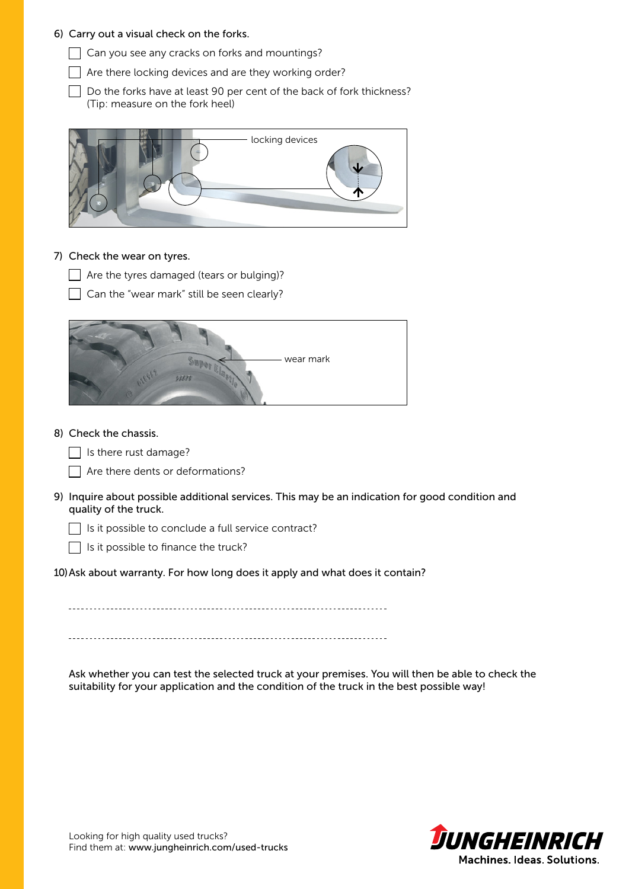6) Carry out a visual check on the forks.

- [ ] Can you see any cracks on forks and mountings?
- [ ] Are there locking devices and are they working order?
- [ ] Do the forks have at least 90 per cent of the back of fork thickness? (Tip: measure on the fork heel)

locking devices

7) Check the wear on tyres.

- [ ] Are the tyres damaged (tears or bulging)?
- [ ] Can the "wear mark" still be seen clearly?

wear mark

8) Check the chassis.

- [ ] Is there rust damage?
- [ ] Are there dents or deformations?

9) Inquire about possible additional services. This may be an indication for good condition and quality of the truck.

- [ ] Is it possible to conclude a full service contract?
- [ ] Is it possible to finance the truck?

10) Ask about warranty. For how long does it apply and what does it contain?

---

---

Ask whether you can test the selected truck at your premises. You will then be able to check the suitability for your application and the condition of the truck in the best possible way!

Looking for high quality used trucks?
Find them at: www.jungheinrich.com/used-trucks

JUNGHEINRICH
Machines. Ideas. Solutions.